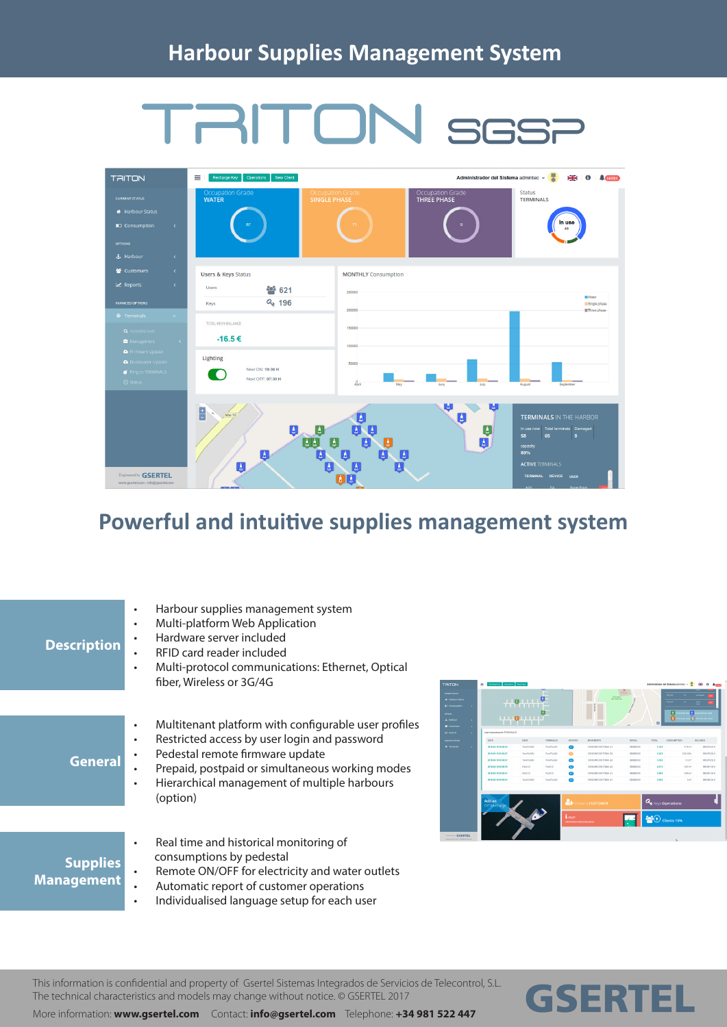# Harbour Supplies Management System

TRITON SGSP

## Powerful and intuitive supplies management system

### Description

- Harbour supplies management system
- Multi-platform Web Application
- Hardware server included
- RFID card reader included
- Multi-protocol communications: Ethernet, Optical fiber, Wireless or 3G/4G

### General

- Multitenant platform with configurable user profiles
- Restricted access by user login and password
- Pedestal remote firmware update
- Prepaid, postpaid or simultaneous working modes
- Hierarchical management of multiple harbours (option)

### Supplies Management

- Real time and historical monitoring of consumptions by pedestal
- Remote ON/OFF for electricity and water outlets
- Automatic report of customer operations
- Individualised language setup for each user

This information is confidential and property of Gsertel Sistemas Integrados de Servicios de Telecontrol, S.L.
The technical characteristics and models may change without notice. © GSERTEL 2017

More information: **www.gsertel.com** Contact: **info@gsertel.com** Telephone: **+34 981 522 447**

GSERTEL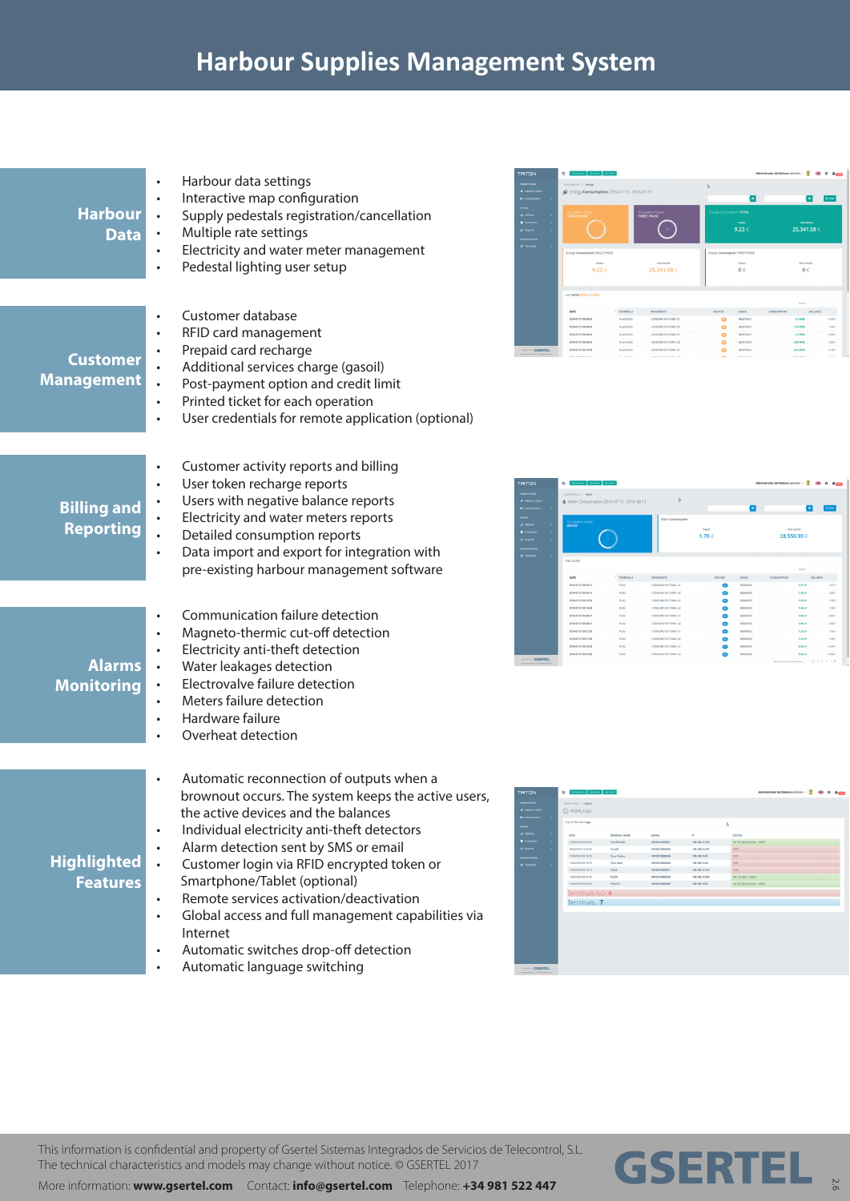# Harbour Supplies Management System

## Harbour Data

- Harbour data settings
- Interactive map configuration
- Supply pedestals registration/cancellation
- Multiple rate settings
- Electricity and water meter management
- Pedestal lighting user setup

## Customer Management

- Customer database
- RFID card management
- Prepaid card recharge
- Additional services charge (gasoil)
- Post-payment option and credit limit
- Printed ticket for each operation
- User credentials for remote application (optional)

## Billing and Reporting

- Customer activity reports and billing
- User token recharge reports
- Users with negative balance reports
- Electricity and water meters reports
- Detailed consumption reports
- Data import and export for integration with pre-existing harbour management software

## Alarms Monitoring

- Communication failure detection
- Magneto-thermic cut-off detection
- Electricity anti-theft detection
- Water leakages detection
- Electrovalve failure detection
- Meters failure detection
- Hardware failure
- Overheat detection

## Highlighted Features

- Automatic reconnection of outputs when a brownout occurs. The system keeps the active users, the active devices and the balances
- Individual electricity anti-theft detectors
- Alarm detection sent by SMS or email
- Customer login via RFID encrypted token or Smartphone/Tablet (optional)
- Remote services activation/deactivation
- Global access and full management capabilities via Internet
- Automatic switches drop-off detection
- Automatic language switching

This information is confidential and property of Gsertel Sistemas Integrados de Servicios de Telecontrol, S.L.
The technical characteristics and models may change without notice. © GSERTEL 2017

More information: **www.gsertel.com** Contact: **info@gsertel.com** Telephone: **+34 981 522 447**

GSERTEL